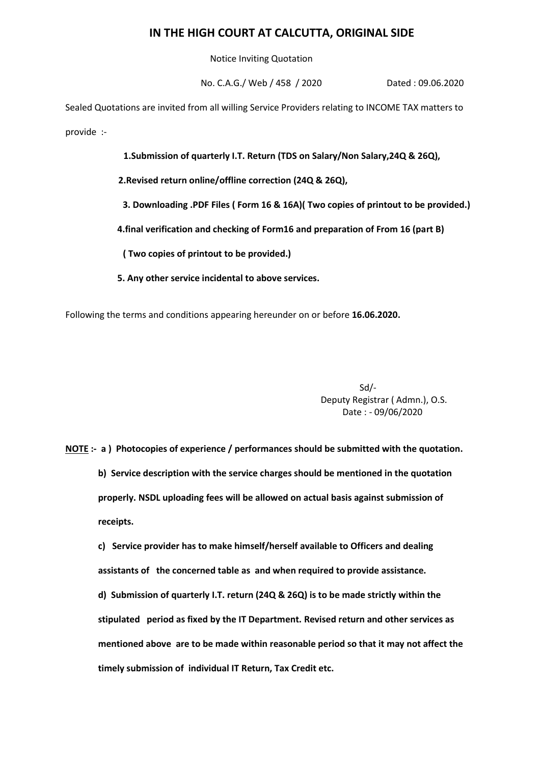# IN THE HIGH COURT AT CALCUTTA, ORIGINAL SIDE

Notice Inviting Quotation

No. C.A.G./ Web / 458 / 2020 Dated : 09.06.2020

Sealed Quotations are invited from all willing Service Providers relating to INCOME TAX matters to provide :-

**1.Submission of quarterly I.T. Return (TDS on Salary/Non Salary,24Q & 26Q),**

**2.Revised return online/offline correction (24Q & 26Q),**

**3. Downloading .PDF Files ( Form 16 & 16A)( Two copies of printout to be provided.)**

**4.final verification and checking of Form16 and preparation of From 16 (part B)**

**( Two copies of printout to be provided.)**

**5. Any other service incidental to above services.**

Following the terms and conditions appearing hereunder on or before **16.06.2020.**

Sd/-
Deputy Registrar ( Admn.), O.S.
Date : - 09/06/2020

**NOTE :- a ) Photocopies of experience / performances should be submitted with the quotation.**

**b) Service description with the service charges should be mentioned in the quotation properly. NSDL uploading fees will be allowed on actual basis against submission of receipts.**

**c) Service provider has to make himself/herself available to Officers and dealing assistants of the concerned table as and when required to provide assistance.**

**d) Submission of quarterly I.T. return (24Q & 26Q) is to be made strictly within the stipulated period as fixed by the IT Department. Revised return and other services as mentioned above are to be made within reasonable period so that it may not affect the timely submission of individual IT Return, Tax Credit etc.**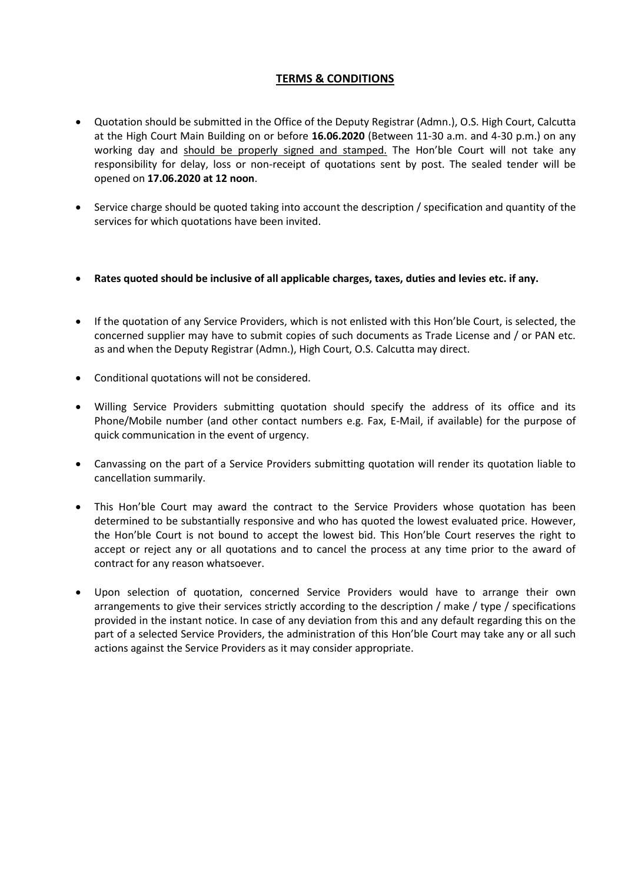## TERMS & CONDITIONS

- Quotation should be submitted in the Office of the Deputy Registrar (Admn.), O.S. High Court, Calcutta at the High Court Main Building on or before **16.06.2020** (Between 11-30 a.m. and 4-30 p.m.) on any working day and should be properly signed and stamped. The Hon'ble Court will not take any responsibility for delay, loss or non-receipt of quotations sent by post. The sealed tender will be opened on **17.06.2020 at 12 noon**.

- Service charge should be quoted taking into account the description / specification and quantity of the services for which quotations have been invited.

- **Rates quoted should be inclusive of all applicable charges, taxes, duties and levies etc. if any.**

- If the quotation of any Service Providers, which is not enlisted with this Hon'ble Court, is selected, the concerned supplier may have to submit copies of such documents as Trade License and / or PAN etc. as and when the Deputy Registrar (Admn.), High Court, O.S. Calcutta may direct.

- Conditional quotations will not be considered.

- Willing Service Providers submitting quotation should specify the address of its office and its Phone/Mobile number (and other contact numbers e.g. Fax, E-Mail, if available) for the purpose of quick communication in the event of urgency.

- Canvassing on the part of a Service Providers submitting quotation will render its quotation liable to cancellation summarily.

- This Hon'ble Court may award the contract to the Service Providers whose quotation has been determined to be substantially responsive and who has quoted the lowest evaluated price. However, the Hon'ble Court is not bound to accept the lowest bid. This Hon'ble Court reserves the right to accept or reject any or all quotations and to cancel the process at any time prior to the award of contract for any reason whatsoever.

- Upon selection of quotation, concerned Service Providers would have to arrange their own arrangements to give their services strictly according to the description / make / type / specifications provided in the instant notice. In case of any deviation from this and any default regarding this on the part of a selected Service Providers, the administration of this Hon'ble Court may take any or all such actions against the Service Providers as it may consider appropriate.